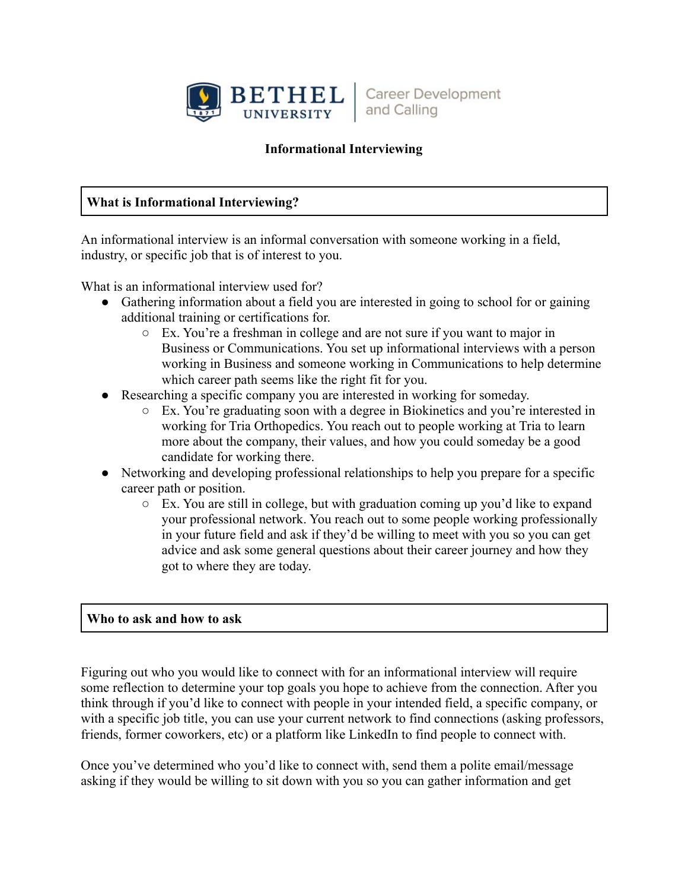Bethel University | Career Development and Calling

# Informational Interviewing

## What is Informational Interviewing?

An informational interview is an informal conversation with someone working in a field, industry, or specific job that is of interest to you.

What is an informational interview used for?

- Gathering information about a field you are interested in going to school for or gaining additional training or certifications for.
  - Ex. You're a freshman in college and are not sure if you want to major in Business or Communications. You set up informational interviews with a person working in Business and someone working in Communications to help determine which career path seems like the right fit for you.
- Researching a specific company you are interested in working for someday.
  - Ex. You're graduating soon with a degree in Biokinetics and you're interested in working for Tria Orthopedics. You reach out to people working at Tria to learn more about the company, their values, and how you could someday be a good candidate for working there.
- Networking and developing professional relationships to help you prepare for a specific career path or position.
  - Ex. You are still in college, but with graduation coming up you'd like to expand your professional network. You reach out to some people working professionally in your future field and ask if they'd be willing to meet with you so you can get advice and ask some general questions about their career journey and how they got to where they are today.

## Who to ask and how to ask

Figuring out who you would like to connect with for an informational interview will require some reflection to determine your top goals you hope to achieve from the connection. After you think through if you'd like to connect with people in your intended field, a specific company, or with a specific job title, you can use your current network to find connections (asking professors, friends, former coworkers, etc) or a platform like LinkedIn to find people to connect with.

Once you've determined who you'd like to connect with, send them a polite email/message asking if they would be willing to sit down with you so you can gather information and get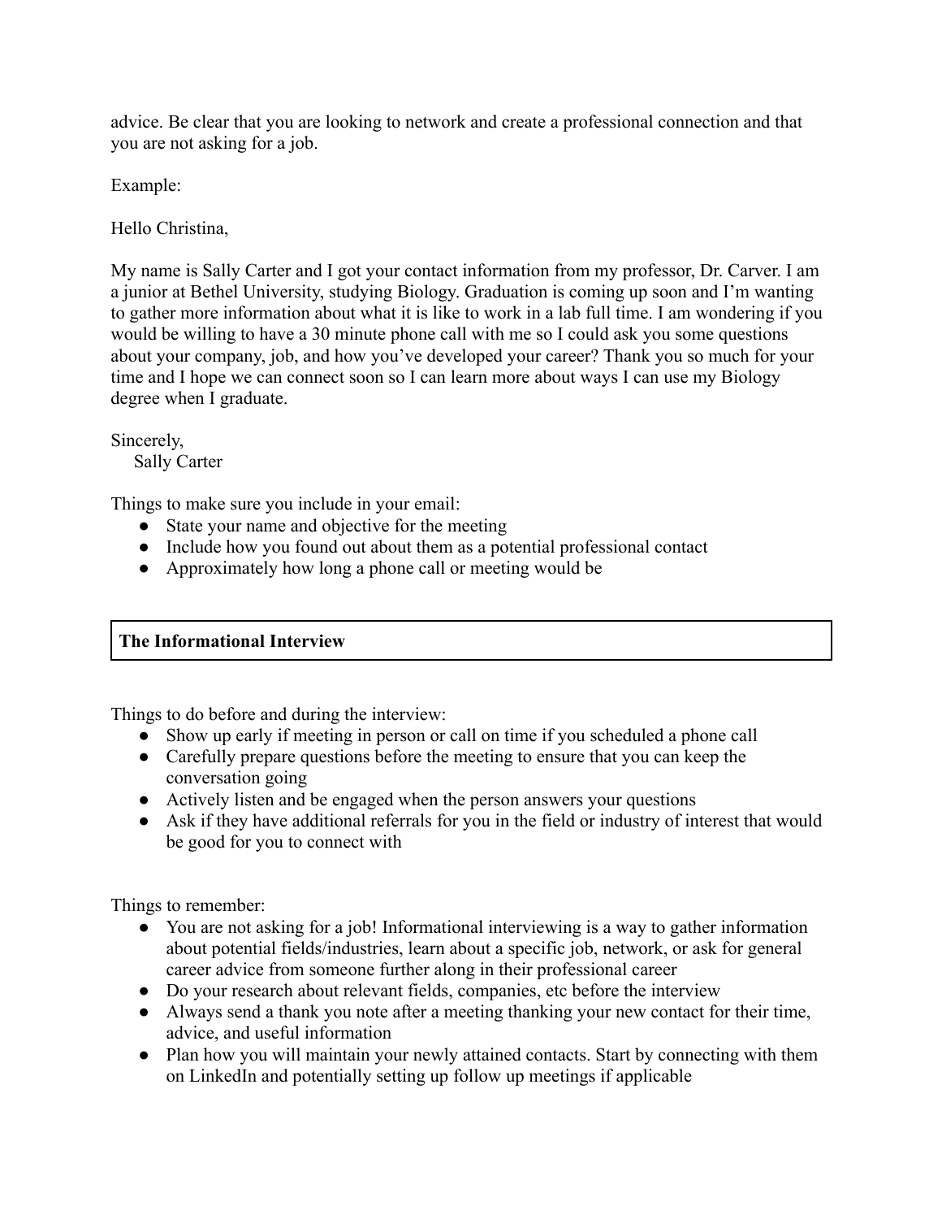advice. Be clear that you are looking to network and create a professional connection and that you are not asking for a job.

Example:

Hello Christina,

My name is Sally Carter and I got your contact information from my professor, Dr. Carver. I am a junior at Bethel University, studying Biology. Graduation is coming up soon and I'm wanting to gather more information about what it is like to work in a lab full time. I am wondering if you would be willing to have a 30 minute phone call with me so I could ask you some questions about your company, job, and how you've developed your career? Thank you so much for your time and I hope we can connect soon so I can learn more about ways I can use my Biology degree when I graduate.

Sincerely,
Sally Carter

Things to make sure you include in your email:

- State your name and objective for the meeting
- Include how you found out about them as a potential professional contact
- Approximately how long a phone call or meeting would be

## The Informational Interview

Things to do before and during the interview:

- Show up early if meeting in person or call on time if you scheduled a phone call
- Carefully prepare questions before the meeting to ensure that you can keep the conversation going
- Actively listen and be engaged when the person answers your questions
- Ask if they have additional referrals for you in the field or industry of interest that would be good for you to connect with

Things to remember:

- You are not asking for a job! Informational interviewing is a way to gather information about potential fields/industries, learn about a specific job, network, or ask for general career advice from someone further along in their professional career
- Do your research about relevant fields, companies, etc before the interview
- Always send a thank you note after a meeting thanking your new contact for their time, advice, and useful information
- Plan how you will maintain your newly attained contacts. Start by connecting with them on LinkedIn and potentially setting up follow up meetings if applicable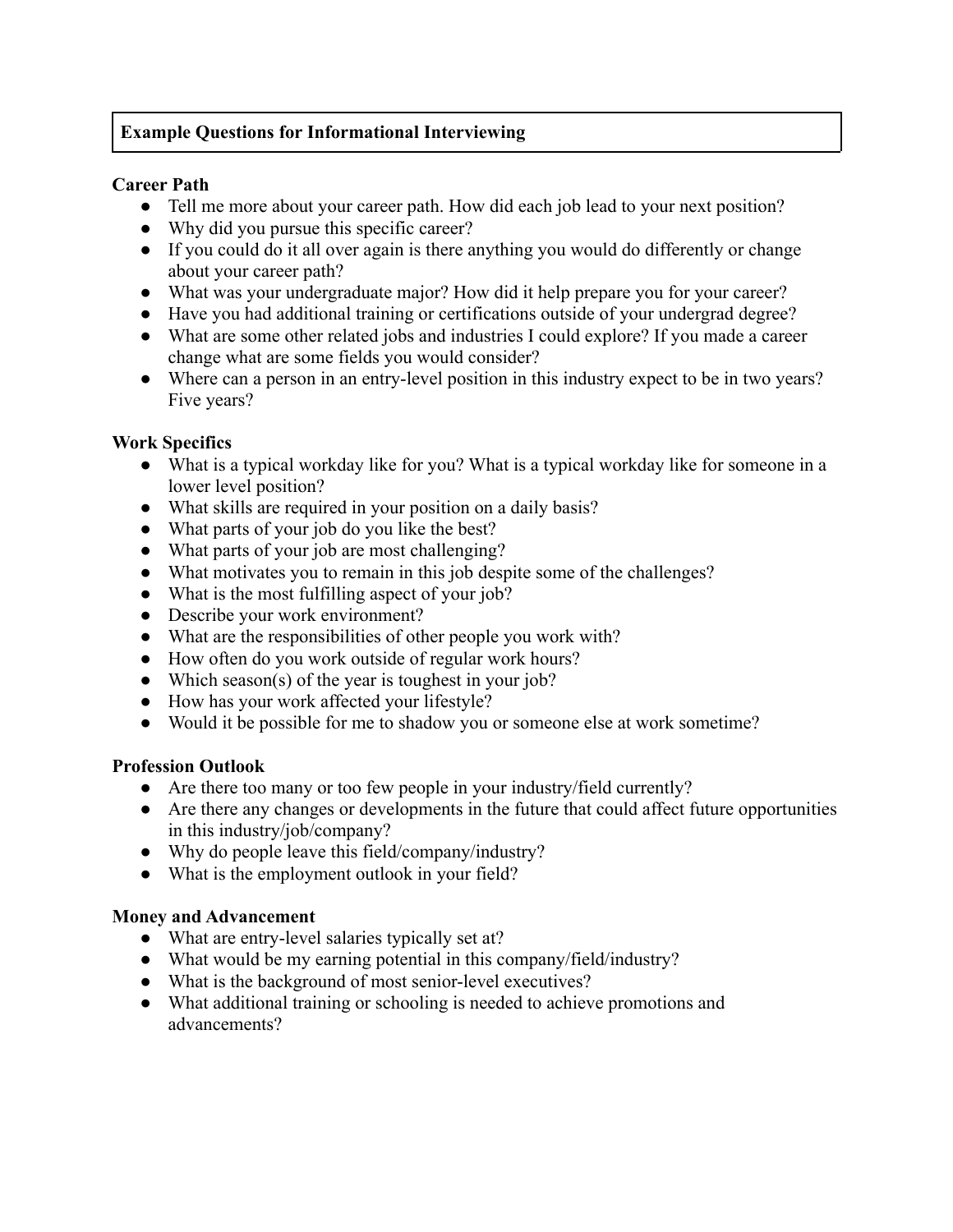**Example Questions for Informational Interviewing**

**Career Path**

- Tell me more about your career path. How did each job lead to your next position?
- Why did you pursue this specific career?
- If you could do it all over again is there anything you would do differently or change about your career path?
- What was your undergraduate major? How did it help prepare you for your career?
- Have you had additional training or certifications outside of your undergrad degree?
- What are some other related jobs and industries I could explore? If you made a career change what are some fields you would consider?
- Where can a person in an entry-level position in this industry expect to be in two years? Five years?

**Work Specifics**

- What is a typical workday like for you? What is a typical workday like for someone in a lower level position?
- What skills are required in your position on a daily basis?
- What parts of your job do you like the best?
- What parts of your job are most challenging?
- What motivates you to remain in this job despite some of the challenges?
- What is the most fulfilling aspect of your job?
- Describe your work environment?
- What are the responsibilities of other people you work with?
- How often do you work outside of regular work hours?
- Which season(s) of the year is toughest in your job?
- How has your work affected your lifestyle?
- Would it be possible for me to shadow you or someone else at work sometime?

**Profession Outlook**

- Are there too many or too few people in your industry/field currently?
- Are there any changes or developments in the future that could affect future opportunities in this industry/job/company?
- Why do people leave this field/company/industry?
- What is the employment outlook in your field?

**Money and Advancement**

- What are entry-level salaries typically set at?
- What would be my earning potential in this company/field/industry?
- What is the background of most senior-level executives?
- What additional training or schooling is needed to achieve promotions and advancements?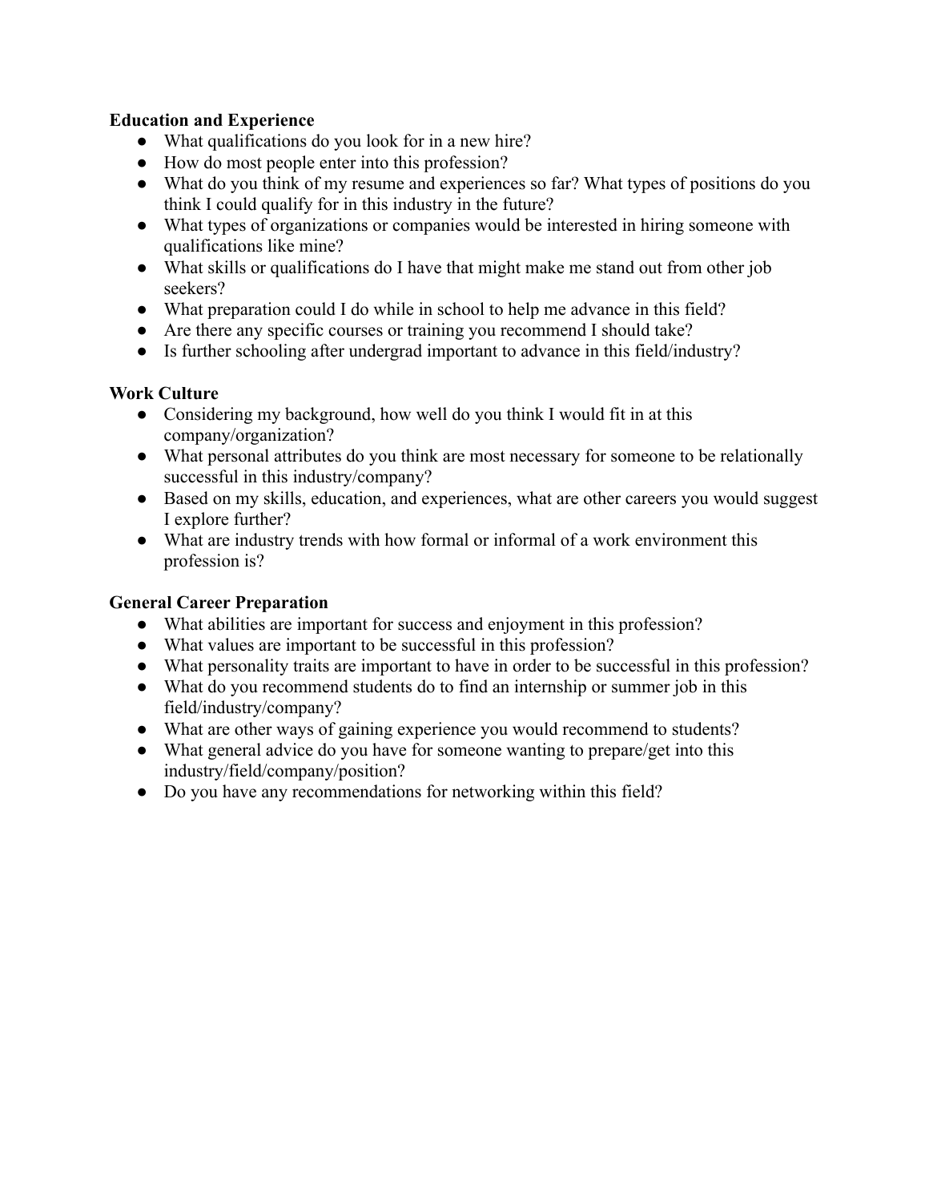**Education and Experience**

- What qualifications do you look for in a new hire?
- How do most people enter into this profession?
- What do you think of my resume and experiences so far? What types of positions do you think I could qualify for in this industry in the future?
- What types of organizations or companies would be interested in hiring someone with qualifications like mine?
- What skills or qualifications do I have that might make me stand out from other job seekers?
- What preparation could I do while in school to help me advance in this field?
- Are there any specific courses or training you recommend I should take?
- Is further schooling after undergrad important to advance in this field/industry?

**Work Culture**

- Considering my background, how well do you think I would fit in at this company/organization?
- What personal attributes do you think are most necessary for someone to be relationally successful in this industry/company?
- Based on my skills, education, and experiences, what are other careers you would suggest I explore further?
- What are industry trends with how formal or informal of a work environment this profession is?

**General Career Preparation**

- What abilities are important for success and enjoyment in this profession?
- What values are important to be successful in this profession?
- What personality traits are important to have in order to be successful in this profession?
- What do you recommend students do to find an internship or summer job in this field/industry/company?
- What are other ways of gaining experience you would recommend to students?
- What general advice do you have for someone wanting to prepare/get into this industry/field/company/position?
- Do you have any recommendations for networking within this field?